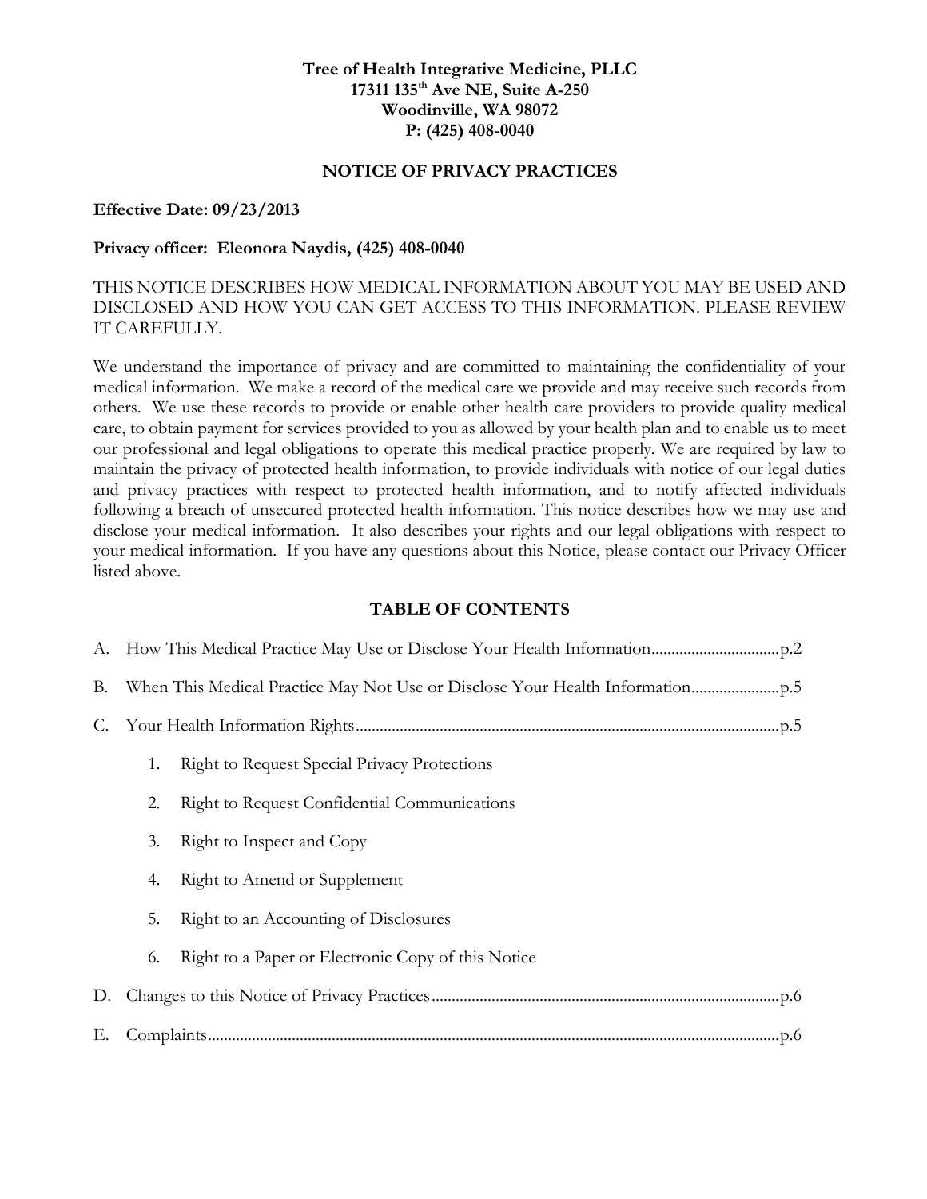**Tree of Health Integrative Medicine, PLLC**
**17311 135th Ave NE, Suite A-250**
**Woodinville, WA 98072**
**P: (425) 408-0040**

# NOTICE OF PRIVACY PRACTICES

**Effective Date: 09/23/2013**

**Privacy officer: Eleonora Naydis, (425) 408-0040**

THIS NOTICE DESCRIBES HOW MEDICAL INFORMATION ABOUT YOU MAY BE USED AND DISCLOSED AND HOW YOU CAN GET ACCESS TO THIS INFORMATION. PLEASE REVIEW IT CAREFULLY.

We understand the importance of privacy and are committed to maintaining the confidentiality of your medical information. We make a record of the medical care we provide and may receive such records from others. We use these records to provide or enable other health care providers to provide quality medical care, to obtain payment for services provided to you as allowed by your health plan and to enable us to meet our professional and legal obligations to operate this medical practice properly. We are required by law to maintain the privacy of protected health information, to provide individuals with notice of our legal duties and privacy practices with respect to protected health information, and to notify affected individuals following a breach of unsecured protected health information. This notice describes how we may use and disclose your medical information. It also describes your rights and our legal obligations with respect to your medical information. If you have any questions about this Notice, please contact our Privacy Officer listed above.

## TABLE OF CONTENTS

A. How This Medical Practice May Use or Disclose Your Health Information................................p.2

B. When This Medical Practice May Not Use or Disclose Your Health Information......................p.5

C. Your Health Information Rights.........................................................................................p.5

1. Right to Request Special Privacy Protections
2. Right to Request Confidential Communications
3. Right to Inspect and Copy
4. Right to Amend or Supplement
5. Right to an Accounting of Disclosures
6. Right to a Paper or Electronic Copy of this Notice

D. Changes to this Notice of Privacy Practices......................................................................p.6

E. Complaints.............................................................................................................p.6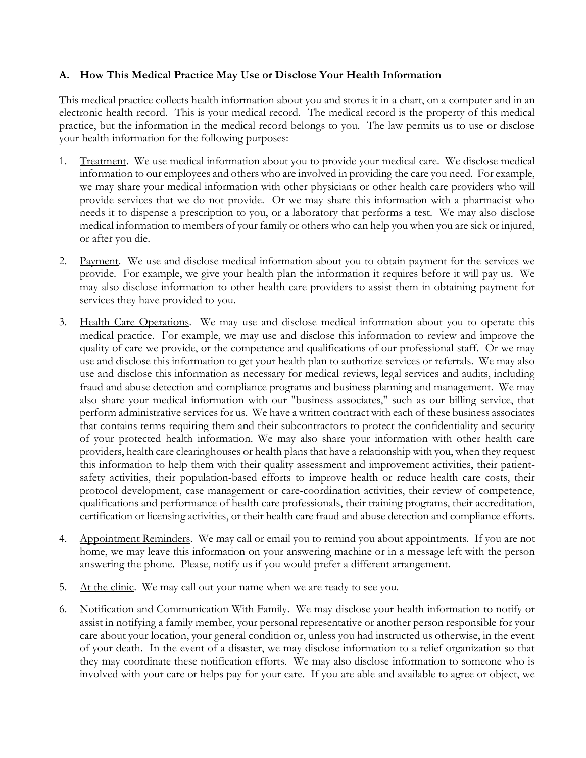### A. How This Medical Practice May Use or Disclose Your Health Information

This medical practice collects health information about you and stores it in a chart, on a computer and in an electronic health record. This is your medical record. The medical record is the property of this medical practice, but the information in the medical record belongs to you. The law permits us to use or disclose your health information for the following purposes:

1. Treatment. We use medical information about you to provide your medical care. We disclose medical information to our employees and others who are involved in providing the care you need. For example, we may share your medical information with other physicians or other health care providers who will provide services that we do not provide. Or we may share this information with a pharmacist who needs it to dispense a prescription to you, or a laboratory that performs a test. We may also disclose medical information to members of your family or others who can help you when you are sick or injured, or after you die.

2. Payment. We use and disclose medical information about you to obtain payment for the services we provide. For example, we give your health plan the information it requires before it will pay us. We may also disclose information to other health care providers to assist them in obtaining payment for services they have provided to you.

3. Health Care Operations. We may use and disclose medical information about you to operate this medical practice. For example, we may use and disclose this information to review and improve the quality of care we provide, or the competence and qualifications of our professional staff. Or we may use and disclose this information to get your health plan to authorize services or referrals. We may also use and disclose this information as necessary for medical reviews, legal services and audits, including fraud and abuse detection and compliance programs and business planning and management. We may also share your medical information with our "business associates," such as our billing service, that perform administrative services for us. We have a written contract with each of these business associates that contains terms requiring them and their subcontractors to protect the confidentiality and security of your protected health information. We may also share your information with other health care providers, health care clearinghouses or health plans that have a relationship with you, when they request this information to help them with their quality assessment and improvement activities, their patient-safety activities, their population-based efforts to improve health or reduce health care costs, their protocol development, case management or care-coordination activities, their review of competence, qualifications and performance of health care professionals, their training programs, their accreditation, certification or licensing activities, or their health care fraud and abuse detection and compliance efforts.

4. Appointment Reminders. We may call or email you to remind you about appointments. If you are not home, we may leave this information on your answering machine or in a message left with the person answering the phone. Please, notify us if you would prefer a different arrangement.

5. At the clinic. We may call out your name when we are ready to see you.

6. Notification and Communication With Family. We may disclose your health information to notify or assist in notifying a family member, your personal representative or another person responsible for your care about your location, your general condition or, unless you had instructed us otherwise, in the event of your death. In the event of a disaster, we may disclose information to a relief organization so that they may coordinate these notification efforts. We may also disclose information to someone who is involved with your care or helps pay for your care. If you are able and available to agree or object, we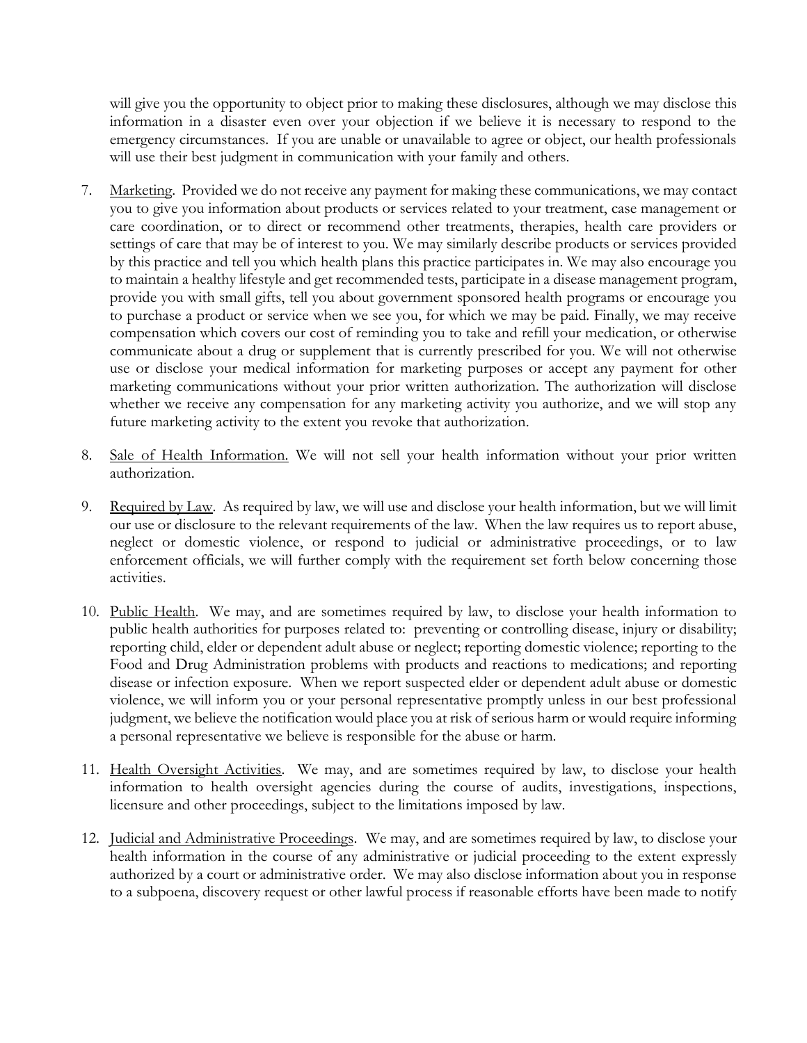will give you the opportunity to object prior to making these disclosures, although we may disclose this information in a disaster even over your objection if we believe it is necessary to respond to the emergency circumstances. If you are unable or unavailable to agree or object, our health professionals will use their best judgment in communication with your family and others.

7. Marketing. Provided we do not receive any payment for making these communications, we may contact you to give you information about products or services related to your treatment, case management or care coordination, or to direct or recommend other treatments, therapies, health care providers or settings of care that may be of interest to you. We may similarly describe products or services provided by this practice and tell you which health plans this practice participates in. We may also encourage you to maintain a healthy lifestyle and get recommended tests, participate in a disease management program, provide you with small gifts, tell you about government sponsored health programs or encourage you to purchase a product or service when we see you, for which we may be paid. Finally, we may receive compensation which covers our cost of reminding you to take and refill your medication, or otherwise communicate about a drug or supplement that is currently prescribed for you. We will not otherwise use or disclose your medical information for marketing purposes or accept any payment for other marketing communications without your prior written authorization. The authorization will disclose whether we receive any compensation for any marketing activity you authorize, and we will stop any future marketing activity to the extent you revoke that authorization.

8. Sale of Health Information. We will not sell your health information without your prior written authorization.

9. Required by Law. As required by law, we will use and disclose your health information, but we will limit our use or disclosure to the relevant requirements of the law. When the law requires us to report abuse, neglect or domestic violence, or respond to judicial or administrative proceedings, or to law enforcement officials, we will further comply with the requirement set forth below concerning those activities.

10. Public Health. We may, and are sometimes required by law, to disclose your health information to public health authorities for purposes related to: preventing or controlling disease, injury or disability; reporting child, elder or dependent adult abuse or neglect; reporting domestic violence; reporting to the Food and Drug Administration problems with products and reactions to medications; and reporting disease or infection exposure. When we report suspected elder or dependent adult abuse or domestic violence, we will inform you or your personal representative promptly unless in our best professional judgment, we believe the notification would place you at risk of serious harm or would require informing a personal representative we believe is responsible for the abuse or harm.

11. Health Oversight Activities. We may, and are sometimes required by law, to disclose your health information to health oversight agencies during the course of audits, investigations, inspections, licensure and other proceedings, subject to the limitations imposed by law.

12. Judicial and Administrative Proceedings. We may, and are sometimes required by law, to disclose your health information in the course of any administrative or judicial proceeding to the extent expressly authorized by a court or administrative order. We may also disclose information about you in response to a subpoena, discovery request or other lawful process if reasonable efforts have been made to notify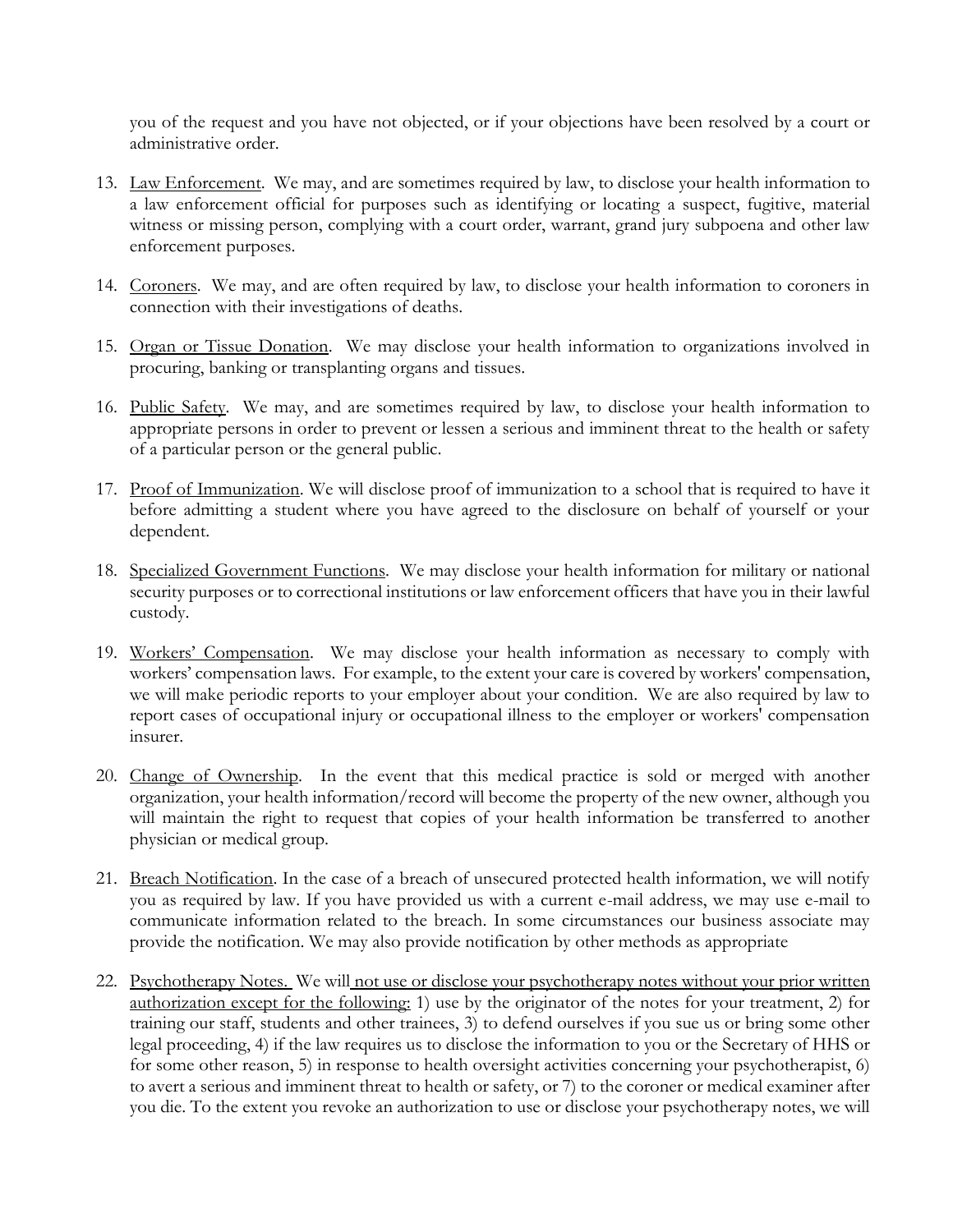you of the request and you have not objected, or if your objections have been resolved by a court or administrative order.

13. Law Enforcement. We may, and are sometimes required by law, to disclose your health information to a law enforcement official for purposes such as identifying or locating a suspect, fugitive, material witness or missing person, complying with a court order, warrant, grand jury subpoena and other law enforcement purposes.

14. Coroners. We may, and are often required by law, to disclose your health information to coroners in connection with their investigations of deaths.

15. Organ or Tissue Donation. We may disclose your health information to organizations involved in procuring, banking or transplanting organs and tissues.

16. Public Safety. We may, and are sometimes required by law, to disclose your health information to appropriate persons in order to prevent or lessen a serious and imminent threat to the health or safety of a particular person or the general public.

17. Proof of Immunization. We will disclose proof of immunization to a school that is required to have it before admitting a student where you have agreed to the disclosure on behalf of yourself or your dependent.

18. Specialized Government Functions. We may disclose your health information for military or national security purposes or to correctional institutions or law enforcement officers that have you in their lawful custody.

19. Workers' Compensation. We may disclose your health information as necessary to comply with workers' compensation laws. For example, to the extent your care is covered by workers' compensation, we will make periodic reports to your employer about your condition. We are also required by law to report cases of occupational injury or occupational illness to the employer or workers' compensation insurer.

20. Change of Ownership. In the event that this medical practice is sold or merged with another organization, your health information/record will become the property of the new owner, although you will maintain the right to request that copies of your health information be transferred to another physician or medical group.

21. Breach Notification. In the case of a breach of unsecured protected health information, we will notify you as required by law. If you have provided us with a current e-mail address, we may use e-mail to communicate information related to the breach. In some circumstances our business associate may provide the notification. We may also provide notification by other methods as appropriate

22. Psychotherapy Notes. We will not use or disclose your psychotherapy notes without your prior written authorization except for the following: 1) use by the originator of the notes for your treatment, 2) for training our staff, students and other trainees, 3) to defend ourselves if you sue us or bring some other legal proceeding, 4) if the law requires us to disclose the information to you or the Secretary of HHS or for some other reason, 5) in response to health oversight activities concerning your psychotherapist, 6) to avert a serious and imminent threat to health or safety, or 7) to the coroner or medical examiner after you die. To the extent you revoke an authorization to use or disclose your psychotherapy notes, we will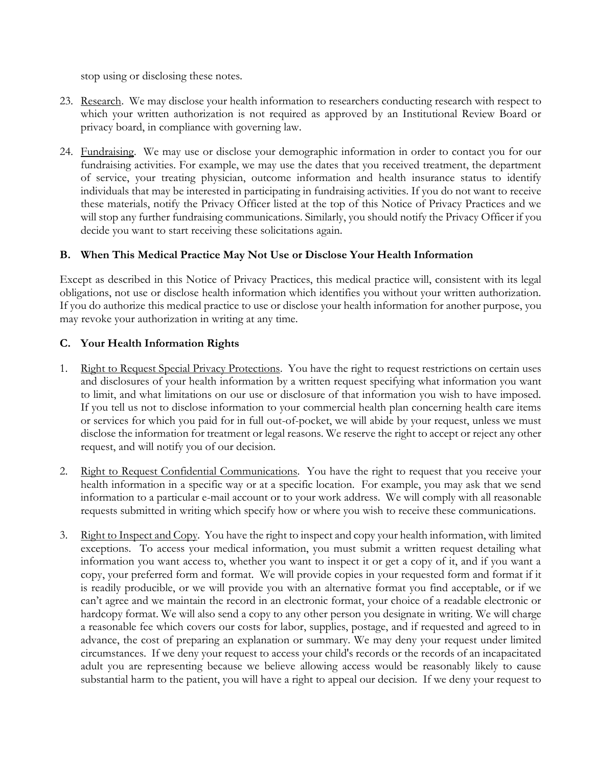stop using or disclosing these notes.

23. Research. We may disclose your health information to researchers conducting research with respect to which your written authorization is not required as approved by an Institutional Review Board or privacy board, in compliance with governing law.

24. Fundraising. We may use or disclose your demographic information in order to contact you for our fundraising activities. For example, we may use the dates that you received treatment, the department of service, your treating physician, outcome information and health insurance status to identify individuals that may be interested in participating in fundraising activities. If you do not want to receive these materials, notify the Privacy Officer listed at the top of this Notice of Privacy Practices and we will stop any further fundraising communications. Similarly, you should notify the Privacy Officer if you decide you want to start receiving these solicitations again.

### B. When This Medical Practice May Not Use or Disclose Your Health Information

Except as described in this Notice of Privacy Practices, this medical practice will, consistent with its legal obligations, not use or disclose health information which identifies you without your written authorization. If you do authorize this medical practice to use or disclose your health information for another purpose, you may revoke your authorization in writing at any time.

### C. Your Health Information Rights

1. Right to Request Special Privacy Protections. You have the right to request restrictions on certain uses and disclosures of your health information by a written request specifying what information you want to limit, and what limitations on our use or disclosure of that information you wish to have imposed. If you tell us not to disclose information to your commercial health plan concerning health care items or services for which you paid for in full out-of-pocket, we will abide by your request, unless we must disclose the information for treatment or legal reasons. We reserve the right to accept or reject any other request, and will notify you of our decision.

2. Right to Request Confidential Communications. You have the right to request that you receive your health information in a specific way or at a specific location. For example, you may ask that we send information to a particular e-mail account or to your work address. We will comply with all reasonable requests submitted in writing which specify how or where you wish to receive these communications.

3. Right to Inspect and Copy. You have the right to inspect and copy your health information, with limited exceptions. To access your medical information, you must submit a written request detailing what information you want access to, whether you want to inspect it or get a copy of it, and if you want a copy, your preferred form and format. We will provide copies in your requested form and format if it is readily producible, or we will provide you with an alternative format you find acceptable, or if we can't agree and we maintain the record in an electronic format, your choice of a readable electronic or hardcopy format. We will also send a copy to any other person you designate in writing. We will charge a reasonable fee which covers our costs for labor, supplies, postage, and if requested and agreed to in advance, the cost of preparing an explanation or summary. We may deny your request under limited circumstances. If we deny your request to access your child's records or the records of an incapacitated adult you are representing because we believe allowing access would be reasonably likely to cause substantial harm to the patient, you will have a right to appeal our decision. If we deny your request to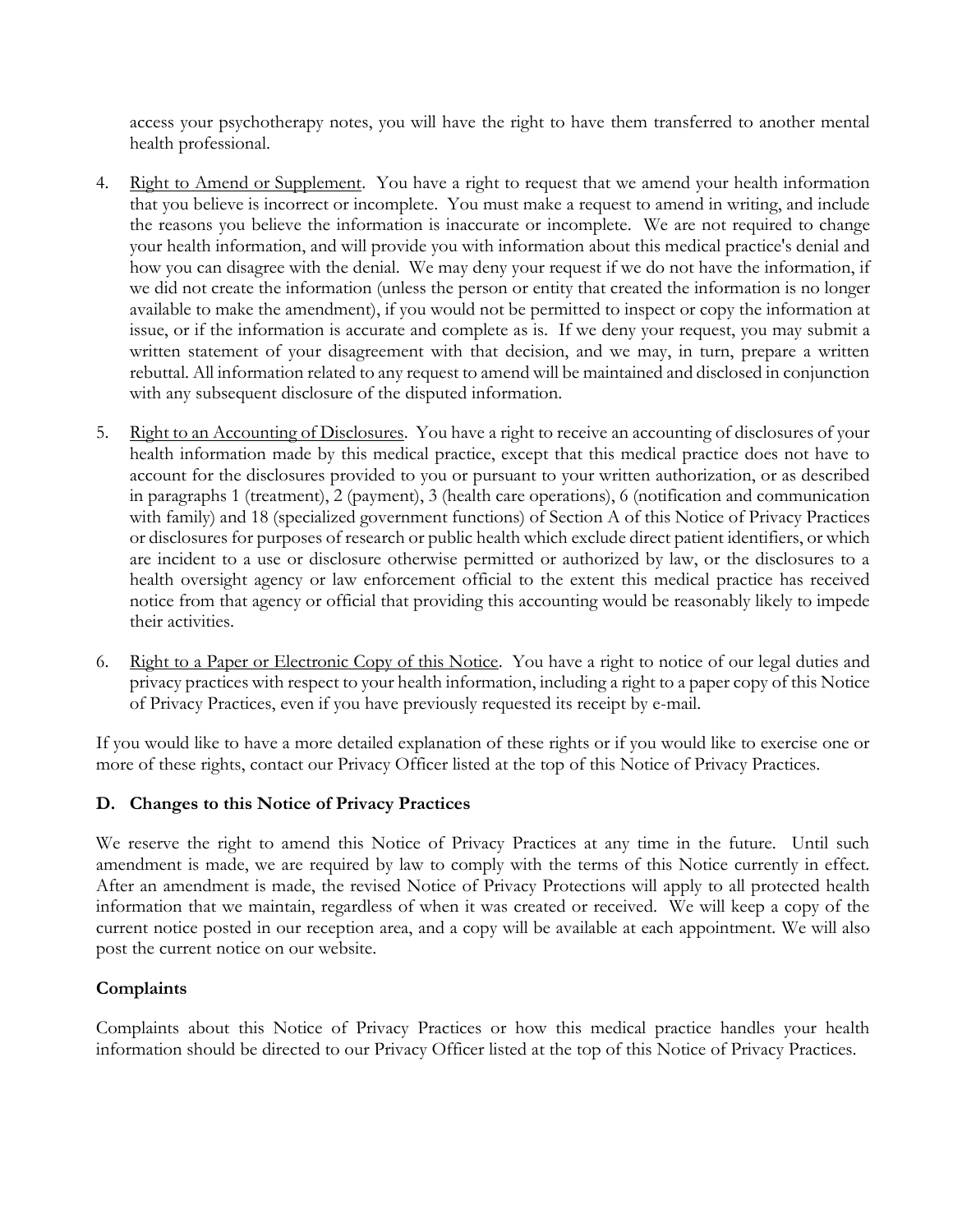access your psychotherapy notes, you will have the right to have them transferred to another mental health professional.

4. Right to Amend or Supplement. You have a right to request that we amend your health information that you believe is incorrect or incomplete. You must make a request to amend in writing, and include the reasons you believe the information is inaccurate or incomplete. We are not required to change your health information, and will provide you with information about this medical practice's denial and how you can disagree with the denial. We may deny your request if we do not have the information, if we did not create the information (unless the person or entity that created the information is no longer available to make the amendment), if you would not be permitted to inspect or copy the information at issue, or if the information is accurate and complete as is. If we deny your request, you may submit a written statement of your disagreement with that decision, and we may, in turn, prepare a written rebuttal. All information related to any request to amend will be maintained and disclosed in conjunction with any subsequent disclosure of the disputed information.

5. Right to an Accounting of Disclosures. You have a right to receive an accounting of disclosures of your health information made by this medical practice, except that this medical practice does not have to account for the disclosures provided to you or pursuant to your written authorization, or as described in paragraphs 1 (treatment), 2 (payment), 3 (health care operations), 6 (notification and communication with family) and 18 (specialized government functions) of Section A of this Notice of Privacy Practices or disclosures for purposes of research or public health which exclude direct patient identifiers, or which are incident to a use or disclosure otherwise permitted or authorized by law, or the disclosures to a health oversight agency or law enforcement official to the extent this medical practice has received notice from that agency or official that providing this accounting would be reasonably likely to impede their activities.

6. Right to a Paper or Electronic Copy of this Notice. You have a right to notice of our legal duties and privacy practices with respect to your health information, including a right to a paper copy of this Notice of Privacy Practices, even if you have previously requested its receipt by e-mail.

If you would like to have a more detailed explanation of these rights or if you would like to exercise one or more of these rights, contact our Privacy Officer listed at the top of this Notice of Privacy Practices.

### D. Changes to this Notice of Privacy Practices

We reserve the right to amend this Notice of Privacy Practices at any time in the future. Until such amendment is made, we are required by law to comply with the terms of this Notice currently in effect. After an amendment is made, the revised Notice of Privacy Protections will apply to all protected health information that we maintain, regardless of when it was created or received. We will keep a copy of the current notice posted in our reception area, and a copy will be available at each appointment. We will also post the current notice on our website.

### Complaints

Complaints about this Notice of Privacy Practices or how this medical practice handles your health information should be directed to our Privacy Officer listed at the top of this Notice of Privacy Practices.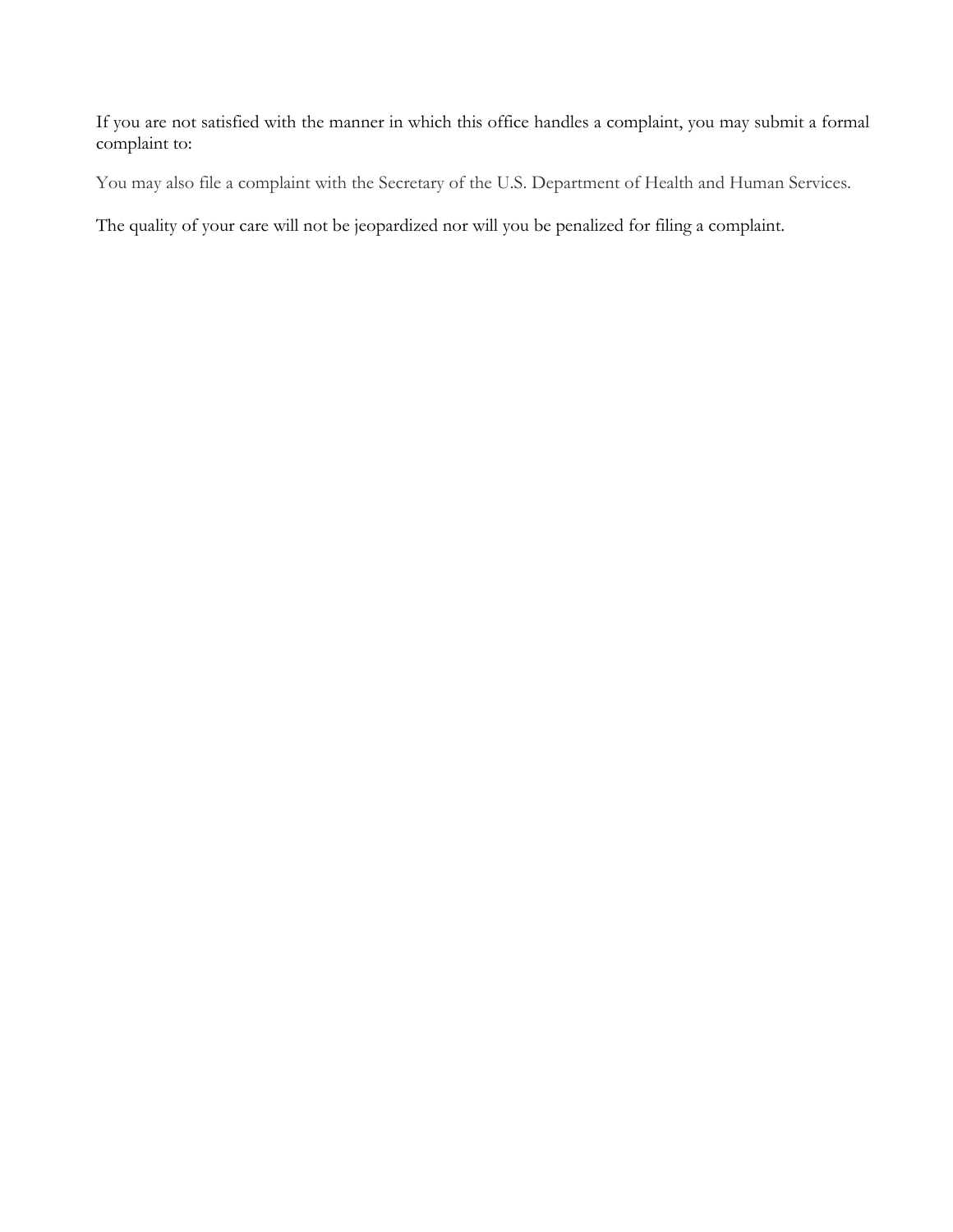If you are not satisfied with the manner in which this office handles a complaint, you may submit a formal complaint to:

You may also file a complaint with the Secretary of the U.S. Department of Health and Human Services.

The quality of your care will not be jeopardized nor will you be penalized for filing a complaint.